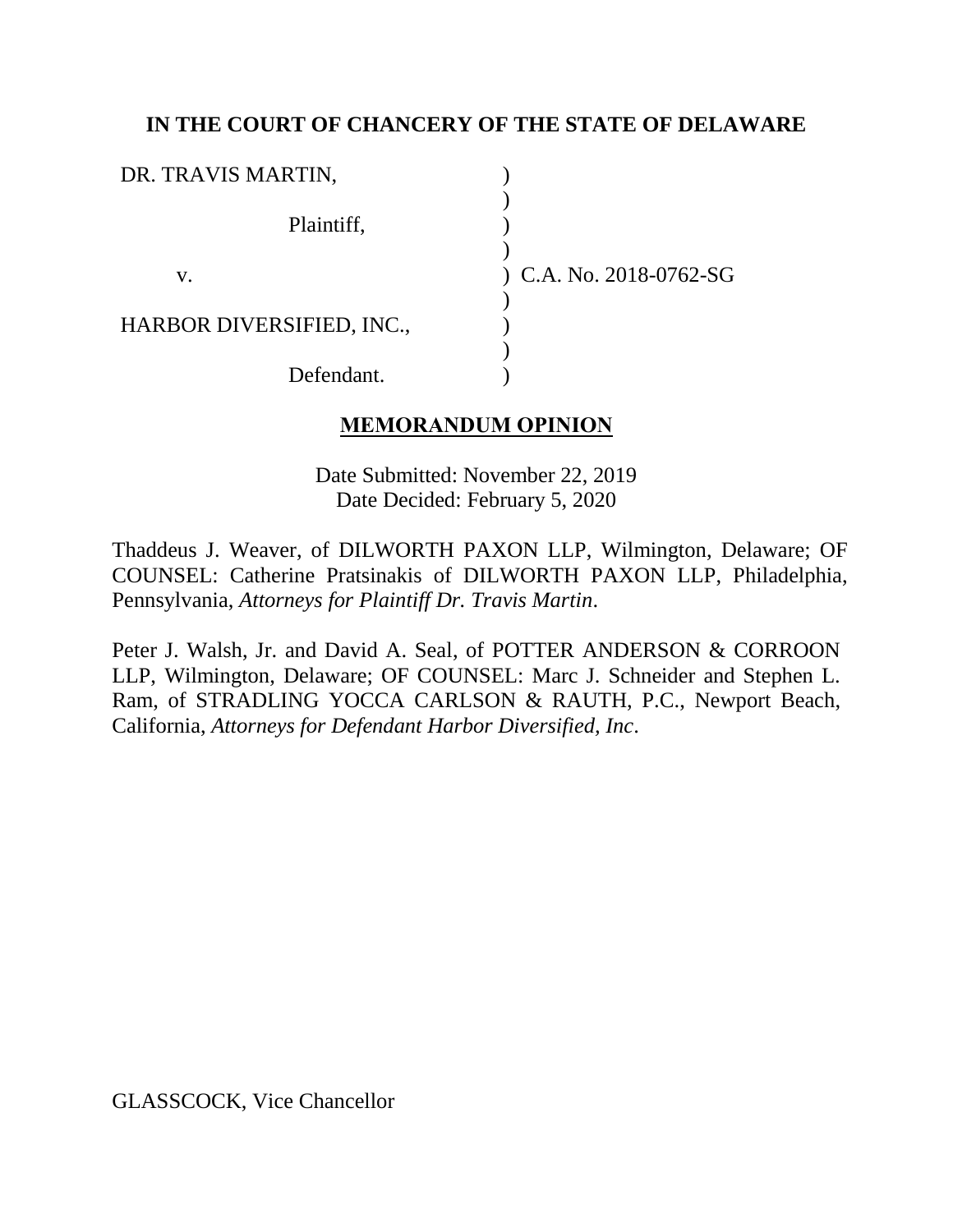**IN THE COURT OF CHANCERY OF THE STATE OF DELAWARE**

| | | |
|---|---|---|
| DR. TRAVIS MARTIN, | ) | |
| | ) | |
| Plaintiff, | ) | |
| | ) | |
| v. | ) | C.A. No. 2018-0762-SG |
| | ) | |
| HARBOR DIVERSIFIED, INC., | ) | |
| | ) | |
| Defendant. | ) | |

**MEMORANDUM OPINION**

Date Submitted: November 22, 2019
Date Decided: February 5, 2020

Thaddeus J. Weaver, of DILWORTH PAXON LLP, Wilmington, Delaware; OF COUNSEL: Catherine Pratsinakis of DILWORTH PAXON LLP, Philadelphia, Pennsylvania, *Attorneys for Plaintiff Dr. Travis Martin*.

Peter J. Walsh, Jr. and David A. Seal, of POTTER ANDERSON & CORROON LLP, Wilmington, Delaware; OF COUNSEL: Marc J. Schneider and Stephen L. Ram, of STRADLING YOCCA CARLSON & RAUTH, P.C., Newport Beach, California, *Attorneys for Defendant Harbor Diversified, Inc*.

GLASSCOCK, Vice Chancellor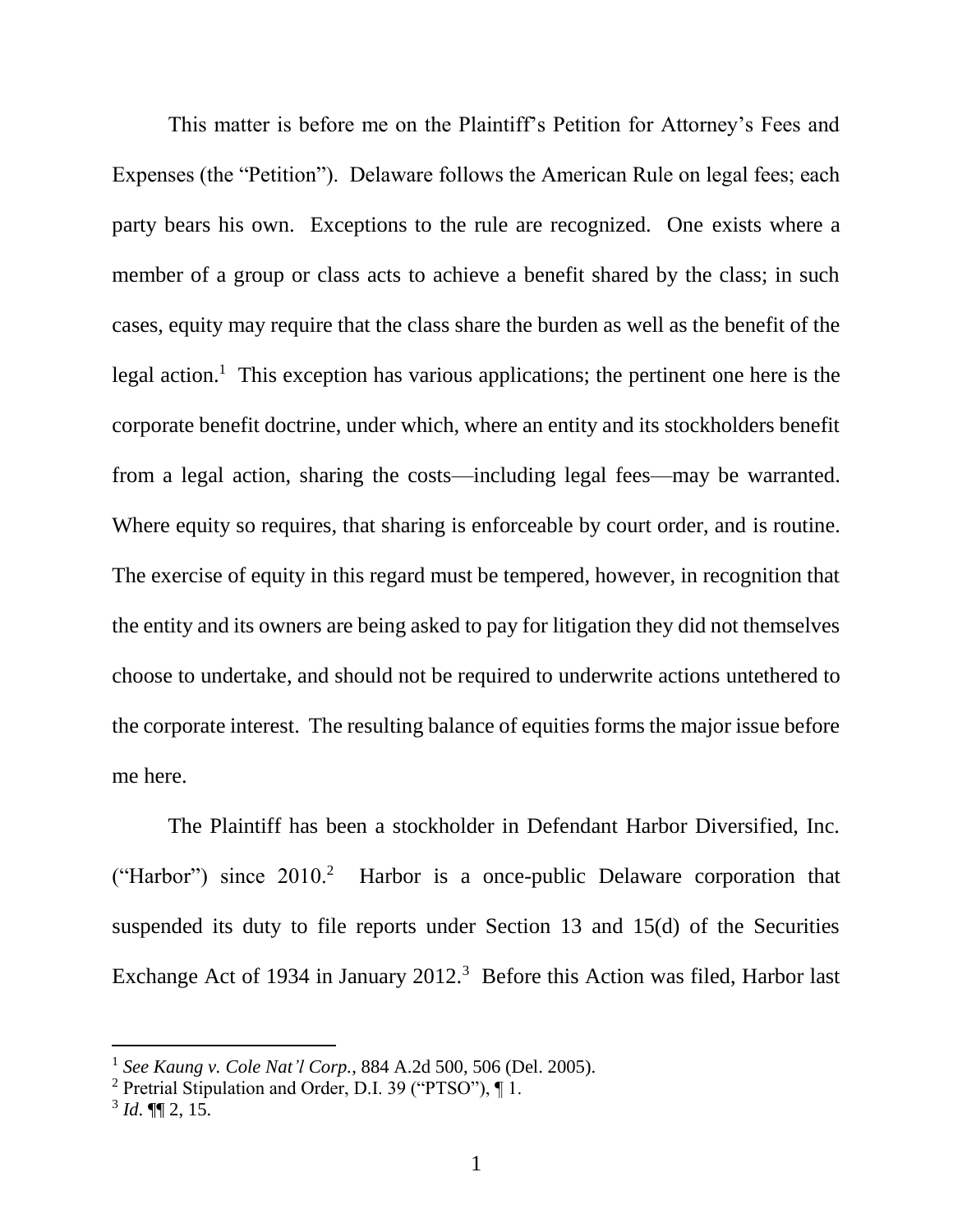This matter is before me on the Plaintiff's Petition for Attorney's Fees and Expenses (the "Petition"). Delaware follows the American Rule on legal fees; each party bears his own. Exceptions to the rule are recognized. One exists where a member of a group or class acts to achieve a benefit shared by the class; in such cases, equity may require that the class share the burden as well as the benefit of the legal action.[1] This exception has various applications; the pertinent one here is the corporate benefit doctrine, under which, where an entity and its stockholders benefit from a legal action, sharing the costs—including legal fees—may be warranted. Where equity so requires, that sharing is enforceable by court order, and is routine. The exercise of equity in this regard must be tempered, however, in recognition that the entity and its owners are being asked to pay for litigation they did not themselves choose to undertake, and should not be required to underwrite actions untethered to the corporate interest. The resulting balance of equities forms the major issue before me here.

The Plaintiff has been a stockholder in Defendant Harbor Diversified, Inc. ("Harbor") since 2010.[2] Harbor is a once-public Delaware corporation that suspended its duty to file reports under Section 13 and 15(d) of the Securities Exchange Act of 1934 in January 2012.[3] Before this Action was filed, Harbor last

---

[1] *See Kaung v. Cole Nat'l Corp.*, 884 A.2d 500, 506 (Del. 2005).

[2] Pretrial Stipulation and Order, D.I. 39 ("PTSO"), ¶ 1.

[3] *Id.* ¶¶ 2, 15.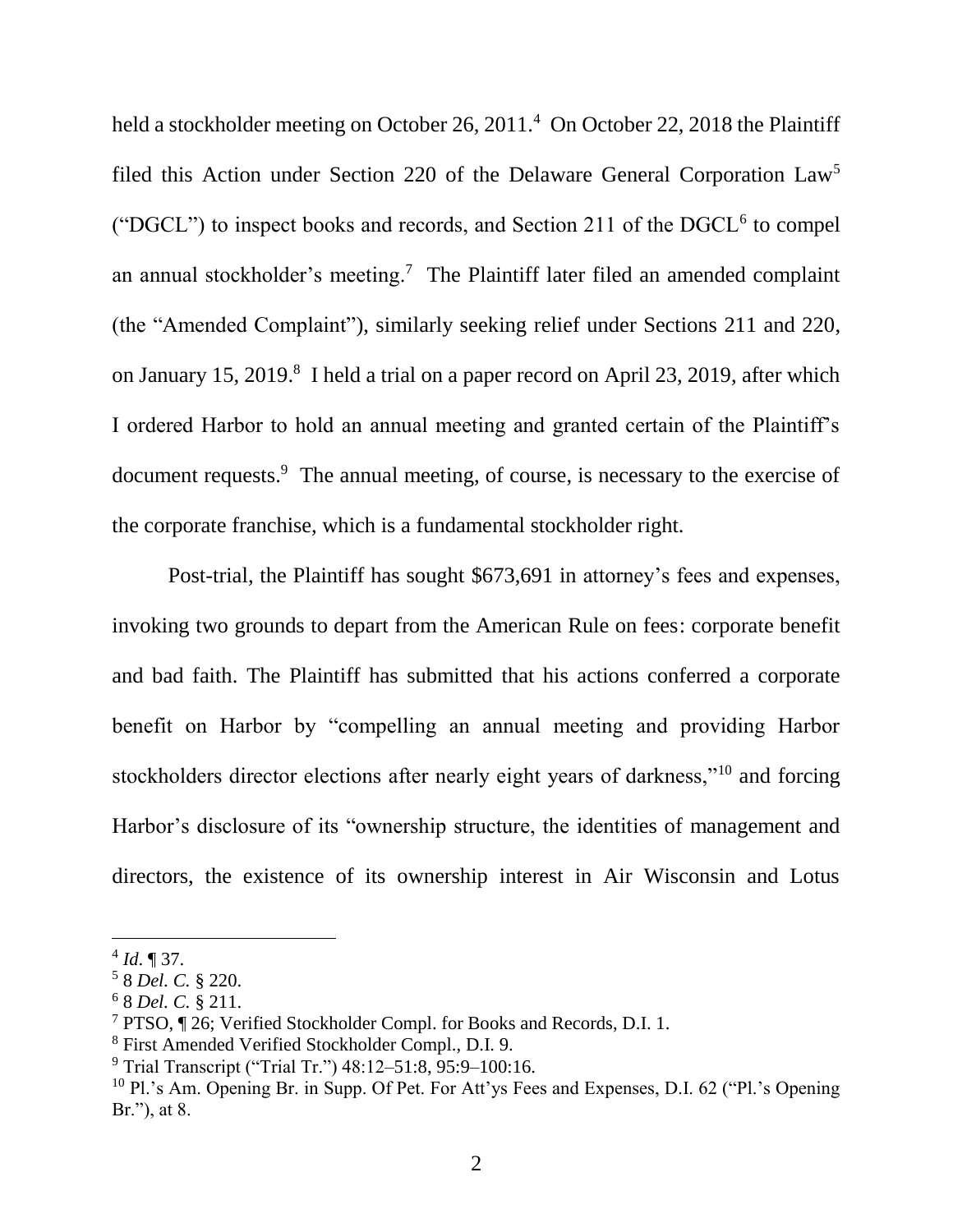held a stockholder meeting on October 26, 2011.[4] On October 22, 2018 the Plaintiff filed this Action under Section 220 of the Delaware General Corporation Law[5] ("DGCL") to inspect books and records, and Section 211 of the DGCL[6] to compel an annual stockholder's meeting.[7] The Plaintiff later filed an amended complaint (the "Amended Complaint"), similarly seeking relief under Sections 211 and 220, on January 15, 2019.[8] I held a trial on a paper record on April 23, 2019, after which I ordered Harbor to hold an annual meeting and granted certain of the Plaintiff's document requests.[9] The annual meeting, of course, is necessary to the exercise of the corporate franchise, which is a fundamental stockholder right.

Post-trial, the Plaintiff has sought $673,691 in attorney's fees and expenses, invoking two grounds to depart from the American Rule on fees: corporate benefit and bad faith. The Plaintiff has submitted that his actions conferred a corporate benefit on Harbor by "compelling an annual meeting and providing Harbor stockholders director elections after nearly eight years of darkness,"[10] and forcing Harbor's disclosure of its "ownership structure, the identities of management and directors, the existence of its ownership interest in Air Wisconsin and Lotus

---

[4] *Id.* ¶ 37.

[5] 8 *Del. C.* § 220.

[6] 8 *Del. C.* § 211.

[7] PTSO, ¶ 26; Verified Stockholder Compl. for Books and Records, D.I. 1.

[8] First Amended Verified Stockholder Compl., D.I. 9.

[9] Trial Transcript ("Trial Tr.") 48:12–51:8, 95:9–100:16.

[10] Pl.'s Am. Opening Br. in Supp. Of Pet. For Att'ys Fees and Expenses, D.I. 62 ("Pl.'s Opening Br."), at 8.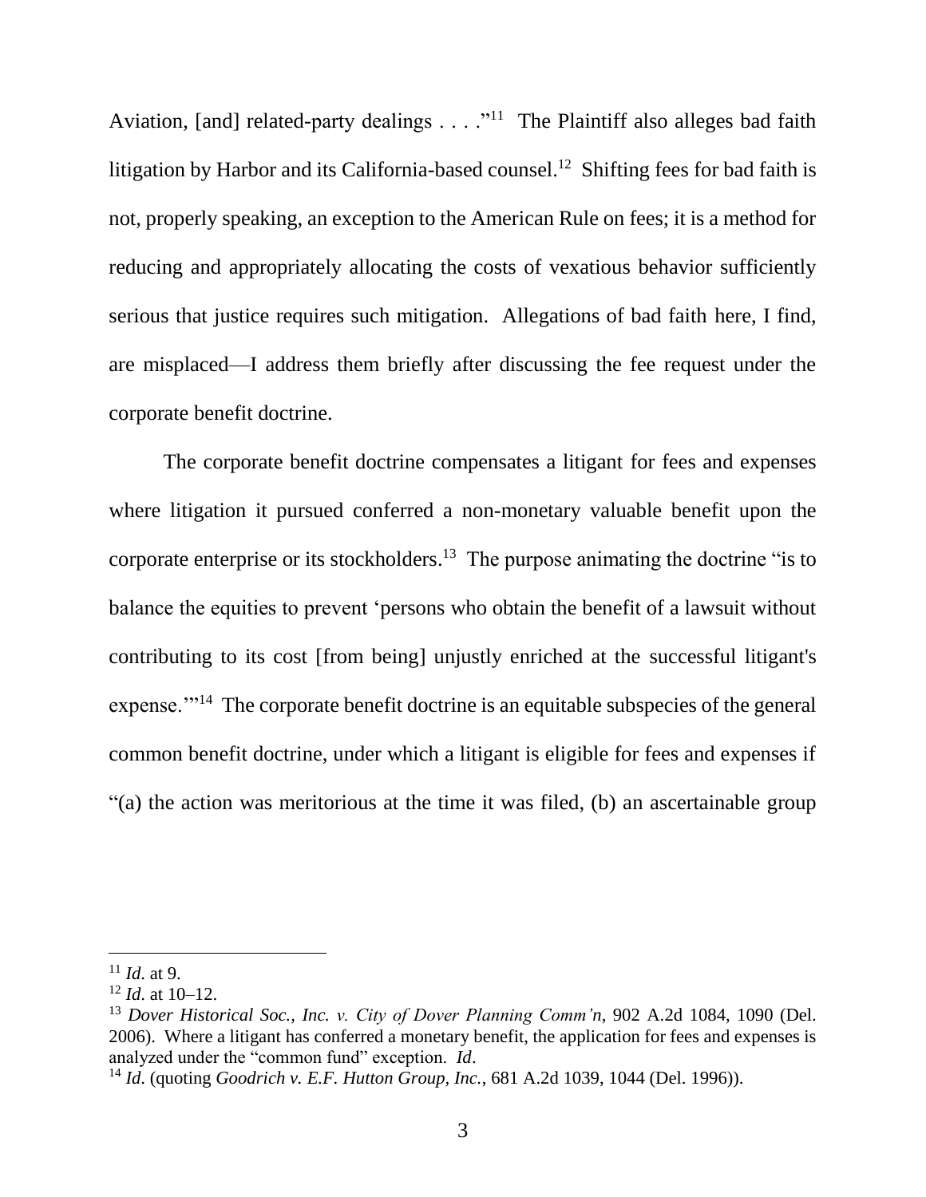Aviation, [and] related-party dealings . . . ."[11] The Plaintiff also alleges bad faith litigation by Harbor and its California-based counsel.[12] Shifting fees for bad faith is not, properly speaking, an exception to the American Rule on fees; it is a method for reducing and appropriately allocating the costs of vexatious behavior sufficiently serious that justice requires such mitigation. Allegations of bad faith here, I find, are misplaced—I address them briefly after discussing the fee request under the corporate benefit doctrine.

The corporate benefit doctrine compensates a litigant for fees and expenses where litigation it pursued conferred a non-monetary valuable benefit upon the corporate enterprise or its stockholders.[13] The purpose animating the doctrine "is to balance the equities to prevent 'persons who obtain the benefit of a lawsuit without contributing to its cost [from being] unjustly enriched at the successful litigant's expense.'"[14] The corporate benefit doctrine is an equitable subspecies of the general common benefit doctrine, under which a litigant is eligible for fees and expenses if "(a) the action was meritorious at the time it was filed, (b) an ascertainable group

---

[11] *Id*. at 9.

[12] *Id*. at 10–12.

[13] *Dover Historical Soc., Inc. v. City of Dover Planning Comm'n*, 902 A.2d 1084, 1090 (Del. 2006). Where a litigant has conferred a monetary benefit, the application for fees and expenses is analyzed under the "common fund" exception. *Id*.

[14] *Id*. (quoting *Goodrich v. E.F. Hutton Group, Inc.*, 681 A.2d 1039, 1044 (Del. 1996)).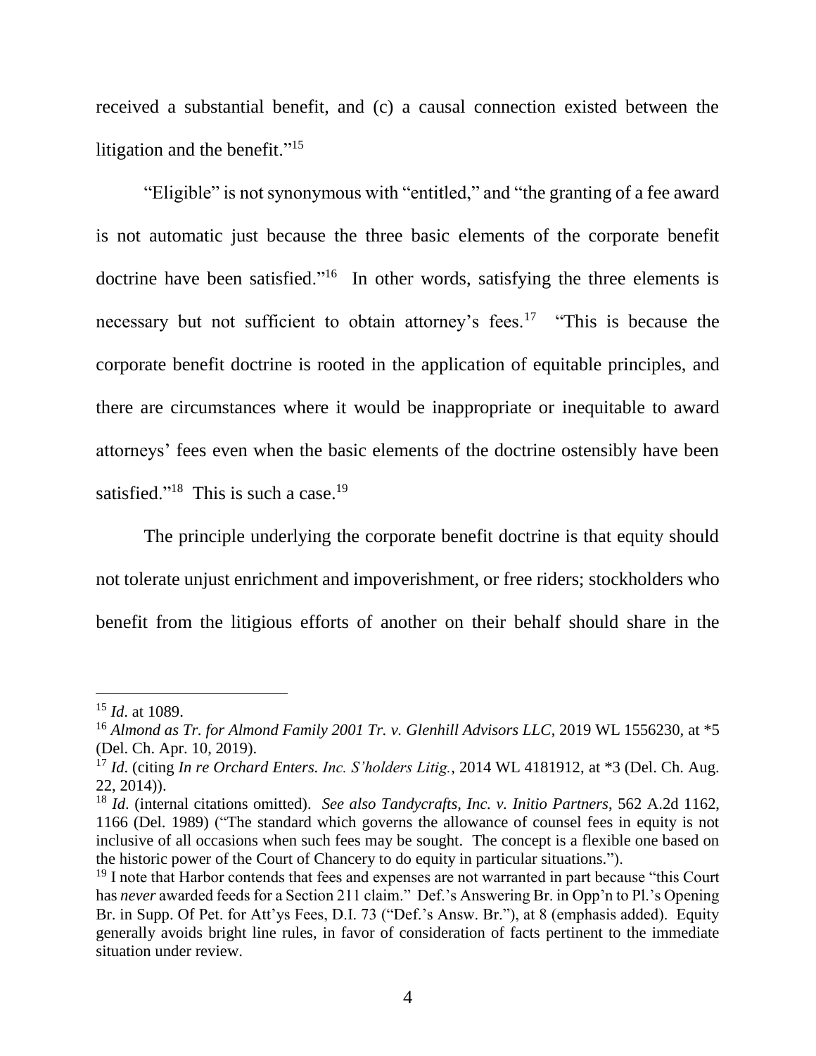received a substantial benefit, and (c) a causal connection existed between the litigation and the benefit."[15]

"Eligible" is not synonymous with "entitled," and "the granting of a fee award is not automatic just because the three basic elements of the corporate benefit doctrine have been satisfied."[16] In other words, satisfying the three elements is necessary but not sufficient to obtain attorney's fees.[17] "This is because the corporate benefit doctrine is rooted in the application of equitable principles, and there are circumstances where it would be inappropriate or inequitable to award attorneys' fees even when the basic elements of the doctrine ostensibly have been satisfied."[18] This is such a case.[19]

The principle underlying the corporate benefit doctrine is that equity should not tolerate unjust enrichment and impoverishment, or free riders; stockholders who benefit from the litigious efforts of another on their behalf should share in the

---

[15] *Id*. at 1089.

[16] *Almond as Tr. for Almond Family 2001 Tr. v. Glenhill Advisors LLC*, 2019 WL 1556230, at *5 (Del. Ch. Apr. 10, 2019).

[17] *Id*. (citing *In re Orchard Enters. Inc. S'holders Litig.*, 2014 WL 4181912, at *3 (Del. Ch. Aug. 22, 2014)).

[18] *Id*. (internal citations omitted). *See also Tandycrafts, Inc. v. Initio Partners*, 562 A.2d 1162, 1166 (Del. 1989) ("The standard which governs the allowance of counsel fees in equity is not inclusive of all occasions when such fees may be sought. The concept is a flexible one based on the historic power of the Court of Chancery to do equity in particular situations.").

[19] I note that Harbor contends that fees and expenses are not warranted in part because "this Court has *never* awarded feeds for a Section 211 claim." Def.'s Answering Br. in Opp'n to Pl.'s Opening Br. in Supp. Of Pet. for Att'ys Fees, D.I. 73 ("Def.'s Answ. Br."), at 8 (emphasis added). Equity generally avoids bright line rules, in favor of consideration of facts pertinent to the immediate situation under review.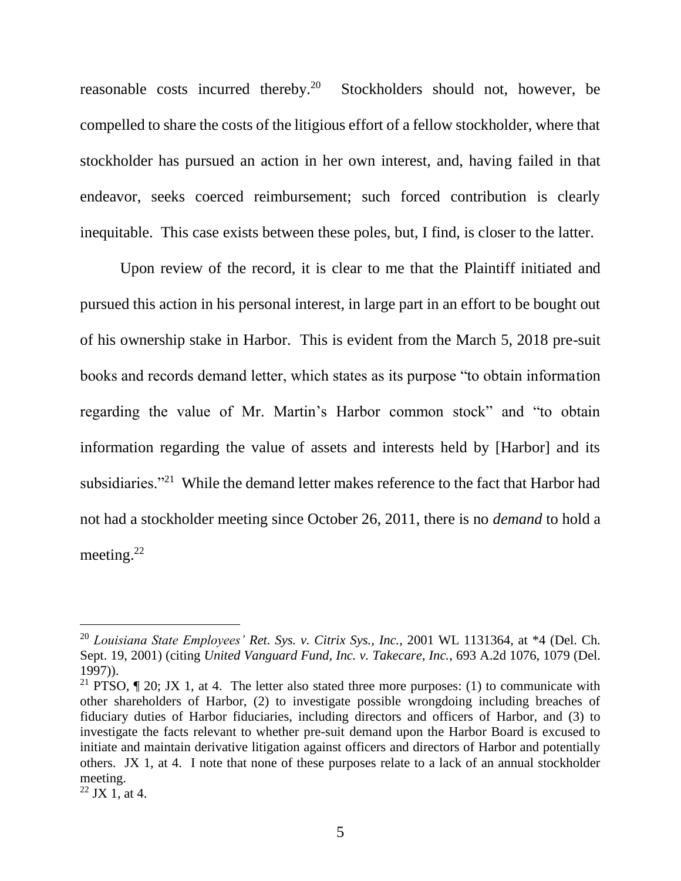reasonable costs incurred thereby.[20] Stockholders should not, however, be compelled to share the costs of the litigious effort of a fellow stockholder, where that stockholder has pursued an action in her own interest, and, having failed in that endeavor, seeks coerced reimbursement; such forced contribution is clearly inequitable. This case exists between these poles, but, I find, is closer to the latter.

Upon review of the record, it is clear to me that the Plaintiff initiated and pursued this action in his personal interest, in large part in an effort to be bought out of his ownership stake in Harbor. This is evident from the March 5, 2018 pre-suit books and records demand letter, which states as its purpose "to obtain information regarding the value of Mr. Martin's Harbor common stock" and "to obtain information regarding the value of assets and interests held by [Harbor] and its subsidiaries."[21] While the demand letter makes reference to the fact that Harbor had not had a stockholder meeting since October 26, 2011, there is no *demand* to hold a meeting.[22]

---

[20] *Louisiana State Employees' Ret. Sys. v. Citrix Sys., Inc.*, 2001 WL 1131364, at *4 (Del. Ch. Sept. 19, 2001) (citing *United Vanguard Fund, Inc. v. Takecare, Inc.*, 693 A.2d 1076, 1079 (Del. 1997)).

[21] PTSO, ¶ 20; JX 1, at 4. The letter also stated three more purposes: (1) to communicate with other shareholders of Harbor, (2) to investigate possible wrongdoing including breaches of fiduciary duties of Harbor fiduciaries, including directors and officers of Harbor, and (3) to investigate the facts relevant to whether pre-suit demand upon the Harbor Board is excused to initiate and maintain derivative litigation against officers and directors of Harbor and potentially others. JX 1, at 4. I note that none of these purposes relate to a lack of an annual stockholder meeting.

[22] JX 1, at 4.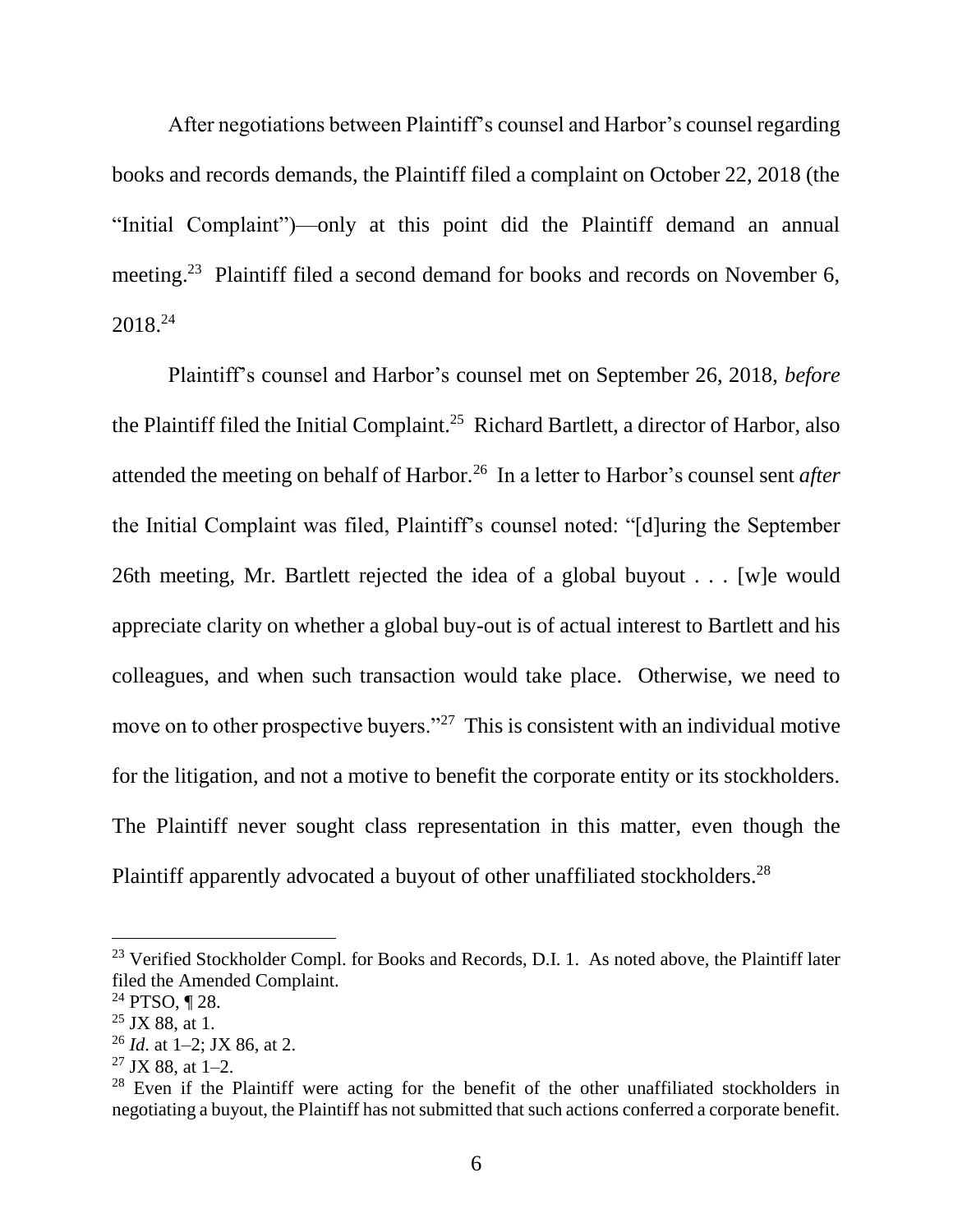After negotiations between Plaintiff's counsel and Harbor's counsel regarding books and records demands, the Plaintiff filed a complaint on October 22, 2018 (the "Initial Complaint")—only at this point did the Plaintiff demand an annual meeting.[23] Plaintiff filed a second demand for books and records on November 6, 2018.[24]

Plaintiff's counsel and Harbor's counsel met on September 26, 2018, *before* the Plaintiff filed the Initial Complaint.[25] Richard Bartlett, a director of Harbor, also attended the meeting on behalf of Harbor.[26] In a letter to Harbor's counsel sent *after* the Initial Complaint was filed, Plaintiff's counsel noted: "[d]uring the September 26th meeting, Mr. Bartlett rejected the idea of a global buyout . . . [w]e would appreciate clarity on whether a global buy-out is of actual interest to Bartlett and his colleagues, and when such transaction would take place. Otherwise, we need to move on to other prospective buyers."[27] This is consistent with an individual motive for the litigation, and not a motive to benefit the corporate entity or its stockholders. The Plaintiff never sought class representation in this matter, even though the Plaintiff apparently advocated a buyout of other unaffiliated stockholders.[28]

---

[23] Verified Stockholder Compl. for Books and Records, D.I. 1. As noted above, the Plaintiff later filed the Amended Complaint.

[24] PTSO, ¶ 28.

[25] JX 88, at 1.

[26] *Id.* at 1–2; JX 86, at 2.

[27] JX 88, at 1–2.

[28] Even if the Plaintiff were acting for the benefit of the other unaffiliated stockholders in negotiating a buyout, the Plaintiff has not submitted that such actions conferred a corporate benefit.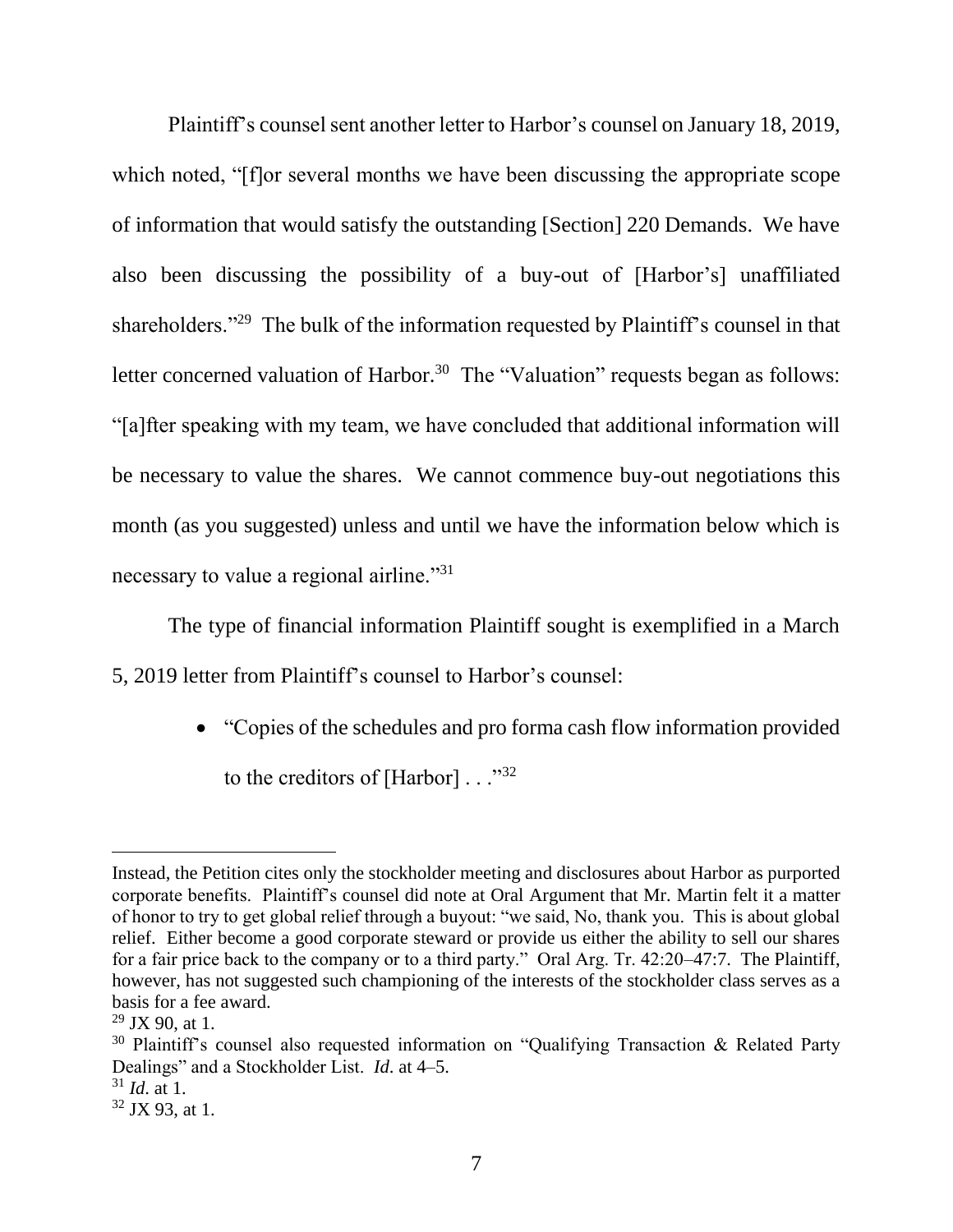Plaintiff's counsel sent another letter to Harbor's counsel on January 18, 2019, which noted, "[f]or several months we have been discussing the appropriate scope of information that would satisfy the outstanding [Section] 220 Demands. We have also been discussing the possibility of a buy-out of [Harbor's] unaffiliated shareholders."[29] The bulk of the information requested by Plaintiff's counsel in that letter concerned valuation of Harbor.[30] The "Valuation" requests began as follows: "[a]fter speaking with my team, we have concluded that additional information will be necessary to value the shares. We cannot commence buy-out negotiations this month (as you suggested) unless and until we have the information below which is necessary to value a regional airline."[31]

The type of financial information Plaintiff sought is exemplified in a March 5, 2019 letter from Plaintiff's counsel to Harbor's counsel:

- "Copies of the schedules and pro forma cash flow information provided to the creditors of [Harbor] . . ."[32]

---

Instead, the Petition cites only the stockholder meeting and disclosures about Harbor as purported corporate benefits. Plaintiff's counsel did note at Oral Argument that Mr. Martin felt it a matter of honor to try to get global relief through a buyout: "we said, No, thank you. This is about global relief. Either become a good corporate steward or provide us either the ability to sell our shares for a fair price back to the company or to a third party." Oral Arg. Tr. 42:20–47:7. The Plaintiff, however, has not suggested such championing of the interests of the stockholder class serves as a basis for a fee award.

[29] JX 90, at 1.

[30] Plaintiff's counsel also requested information on "Qualifying Transaction & Related Party Dealings" and a Stockholder List. *Id.* at 4–5.

[31] *Id.* at 1.

[32] JX 93, at 1.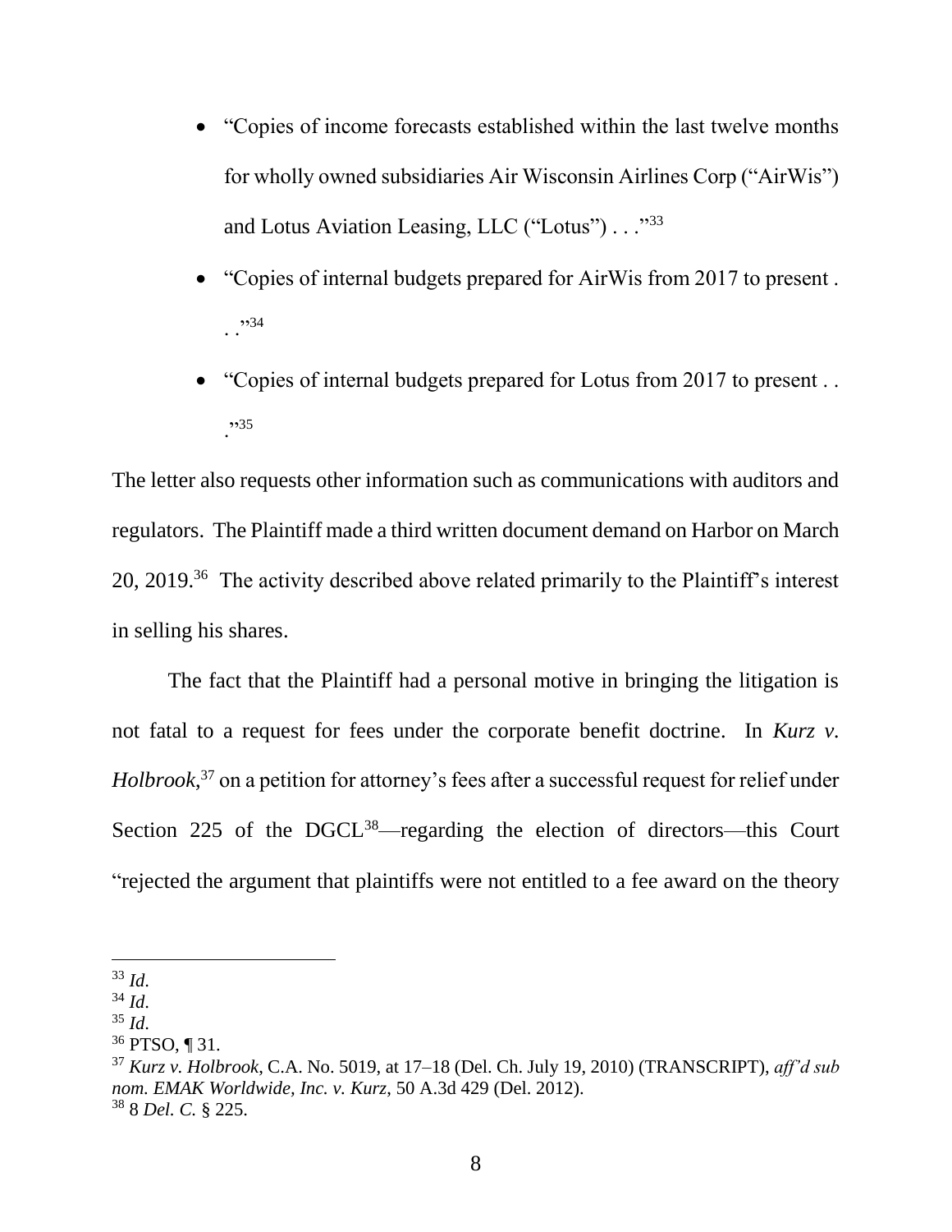- "Copies of income forecasts established within the last twelve months for wholly owned subsidiaries Air Wisconsin Airlines Corp ("AirWis") and Lotus Aviation Leasing, LLC ("Lotus") . . ."[33]
- "Copies of internal budgets prepared for AirWis from 2017 to present . . ."[34]
- "Copies of internal budgets prepared for Lotus from 2017 to present . . ."[35]

The letter also requests other information such as communications with auditors and regulators. The Plaintiff made a third written document demand on Harbor on March 20, 2019.[36] The activity described above related primarily to the Plaintiff's interest in selling his shares.

The fact that the Plaintiff had a personal motive in bringing the litigation is not fatal to a request for fees under the corporate benefit doctrine. In *Kurz v. Holbrook*,[37] on a petition for attorney's fees after a successful request for relief under Section 225 of the DGCL[38]—regarding the election of directors—this Court "rejected the argument that plaintiffs were not entitled to a fee award on the theory

---

[33] *Id.*

[34] *Id.*

[35] *Id.*

[36] PTSO, ¶ 31.

[37] *Kurz v. Holbrook*, C.A. No. 5019, at 17–18 (Del. Ch. July 19, 2010) (TRANSCRIPT), *aff'd sub nom. EMAK Worldwide, Inc. v. Kurz*, 50 A.3d 429 (Del. 2012).

[38] 8 *Del. C.* § 225.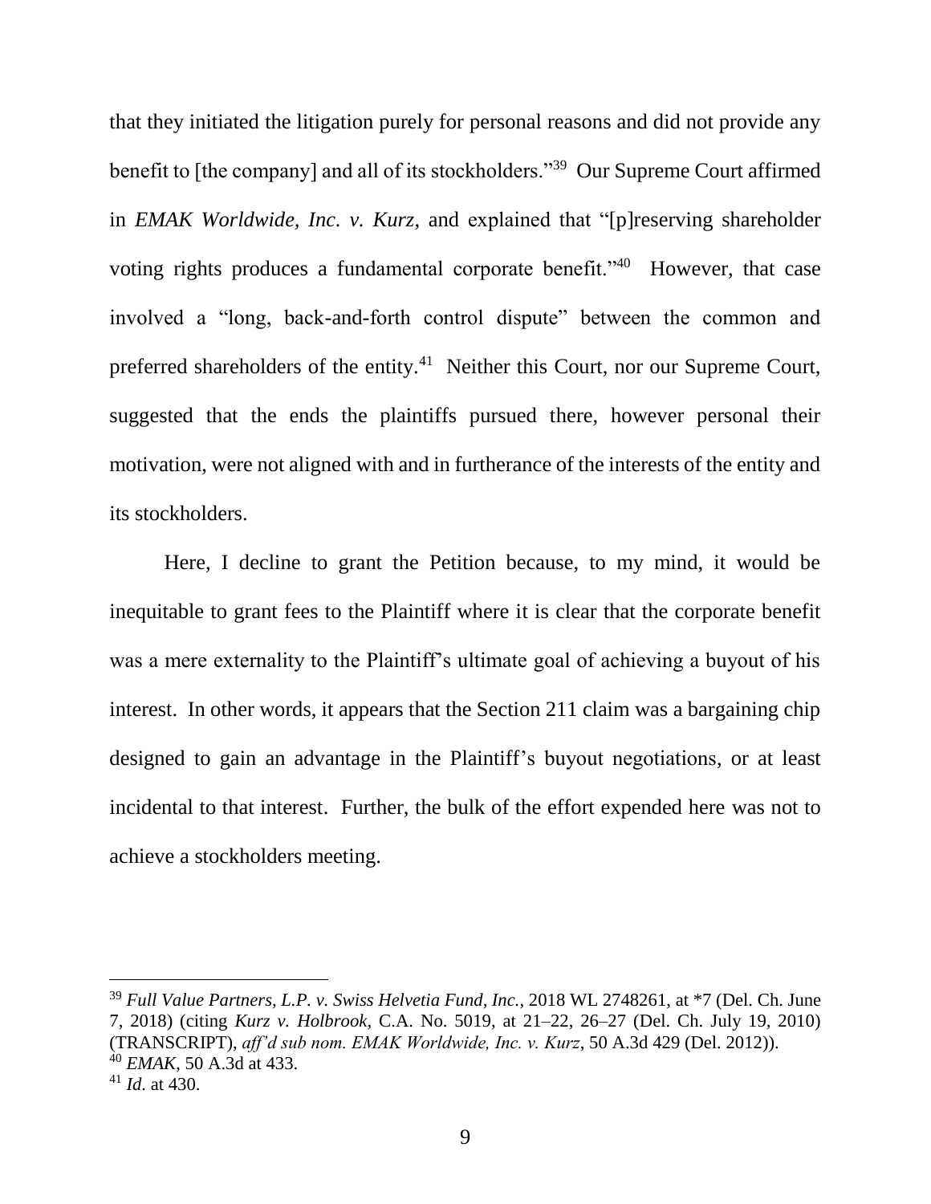that they initiated the litigation purely for personal reasons and did not provide any benefit to [the company] and all of its stockholders."[39] Our Supreme Court affirmed in *EMAK Worldwide, Inc. v. Kurz*, and explained that "[p]reserving shareholder voting rights produces a fundamental corporate benefit."[40] However, that case involved a "long, back-and-forth control dispute" between the common and preferred shareholders of the entity.[41] Neither this Court, nor our Supreme Court, suggested that the ends the plaintiffs pursued there, however personal their motivation, were not aligned with and in furtherance of the interests of the entity and its stockholders.

Here, I decline to grant the Petition because, to my mind, it would be inequitable to grant fees to the Plaintiff where it is clear that the corporate benefit was a mere externality to the Plaintiff's ultimate goal of achieving a buyout of his interest. In other words, it appears that the Section 211 claim was a bargaining chip designed to gain an advantage in the Plaintiff's buyout negotiations, or at least incidental to that interest. Further, the bulk of the effort expended here was not to achieve a stockholders meeting.

---

[39] *Full Value Partners, L.P. v. Swiss Helvetia Fund, Inc.*, 2018 WL 2748261, at *7 (Del. Ch. June 7, 2018) (citing *Kurz v. Holbrook*, C.A. No. 5019, at 21–22, 26–27 (Del. Ch. July 19, 2010) (TRANSCRIPT), *aff'd sub nom. EMAK Worldwide, Inc. v. Kurz*, 50 A.3d 429 (Del. 2012)).

[40] *EMAK*, 50 A.3d at 433.

[41] *Id*. at 430.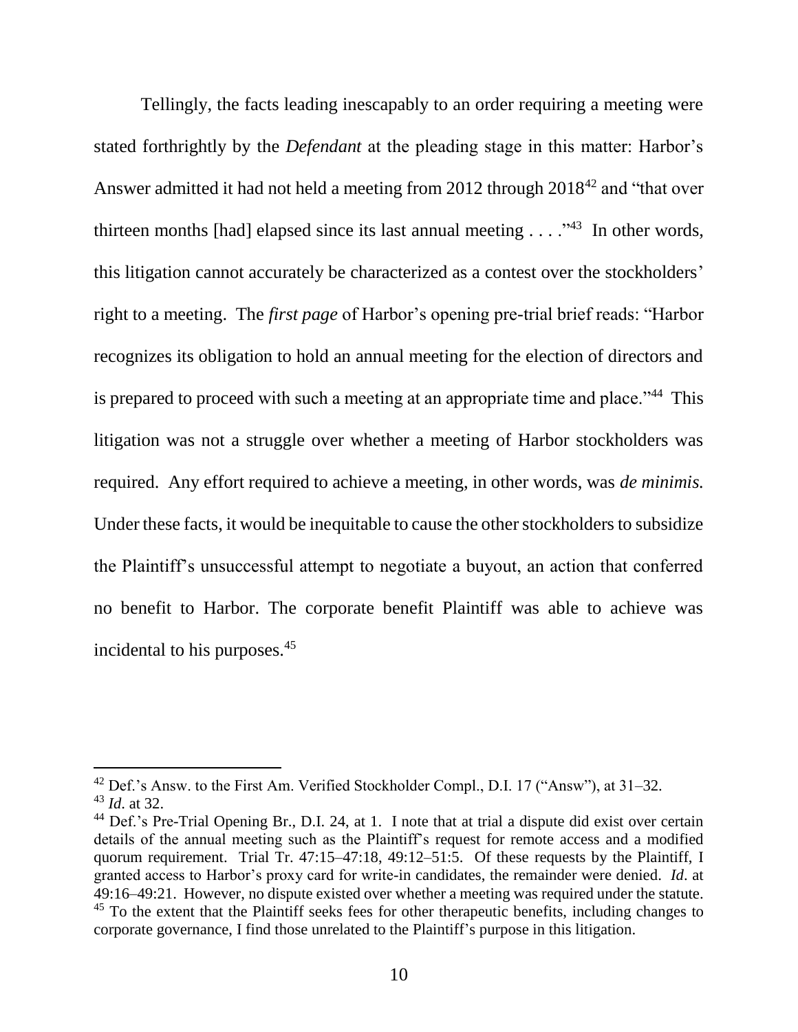Tellingly, the facts leading inescapably to an order requiring a meeting were stated forthrightly by the *Defendant* at the pleading stage in this matter: Harbor's Answer admitted it had not held a meeting from 2012 through 2018[42] and "that over thirteen months [had] elapsed since its last annual meeting . . . ."[43] In other words, this litigation cannot accurately be characterized as a contest over the stockholders' right to a meeting. The *first page* of Harbor's opening pre-trial brief reads: "Harbor recognizes its obligation to hold an annual meeting for the election of directors and is prepared to proceed with such a meeting at an appropriate time and place."[44] This litigation was not a struggle over whether a meeting of Harbor stockholders was required. Any effort required to achieve a meeting, in other words, was *de minimis.* Under these facts, it would be inequitable to cause the other stockholders to subsidize the Plaintiff's unsuccessful attempt to negotiate a buyout, an action that conferred no benefit to Harbor. The corporate benefit Plaintiff was able to achieve was incidental to his purposes.[45]

---

[42] Def.'s Answ. to the First Am. Verified Stockholder Compl., D.I. 17 ("Answ"), at 31–32.

[43] *Id*. at 32.

[44] Def.'s Pre-Trial Opening Br., D.I. 24, at 1. I note that at trial a dispute did exist over certain details of the annual meeting such as the Plaintiff's request for remote access and a modified quorum requirement. Trial Tr. 47:15–47:18, 49:12–51:5. Of these requests by the Plaintiff, I granted access to Harbor's proxy card for write-in candidates, the remainder were denied. *Id*. at 49:16–49:21. However, no dispute existed over whether a meeting was required under the statute.

[45] To the extent that the Plaintiff seeks fees for other therapeutic benefits, including changes to corporate governance, I find those unrelated to the Plaintiff's purpose in this litigation.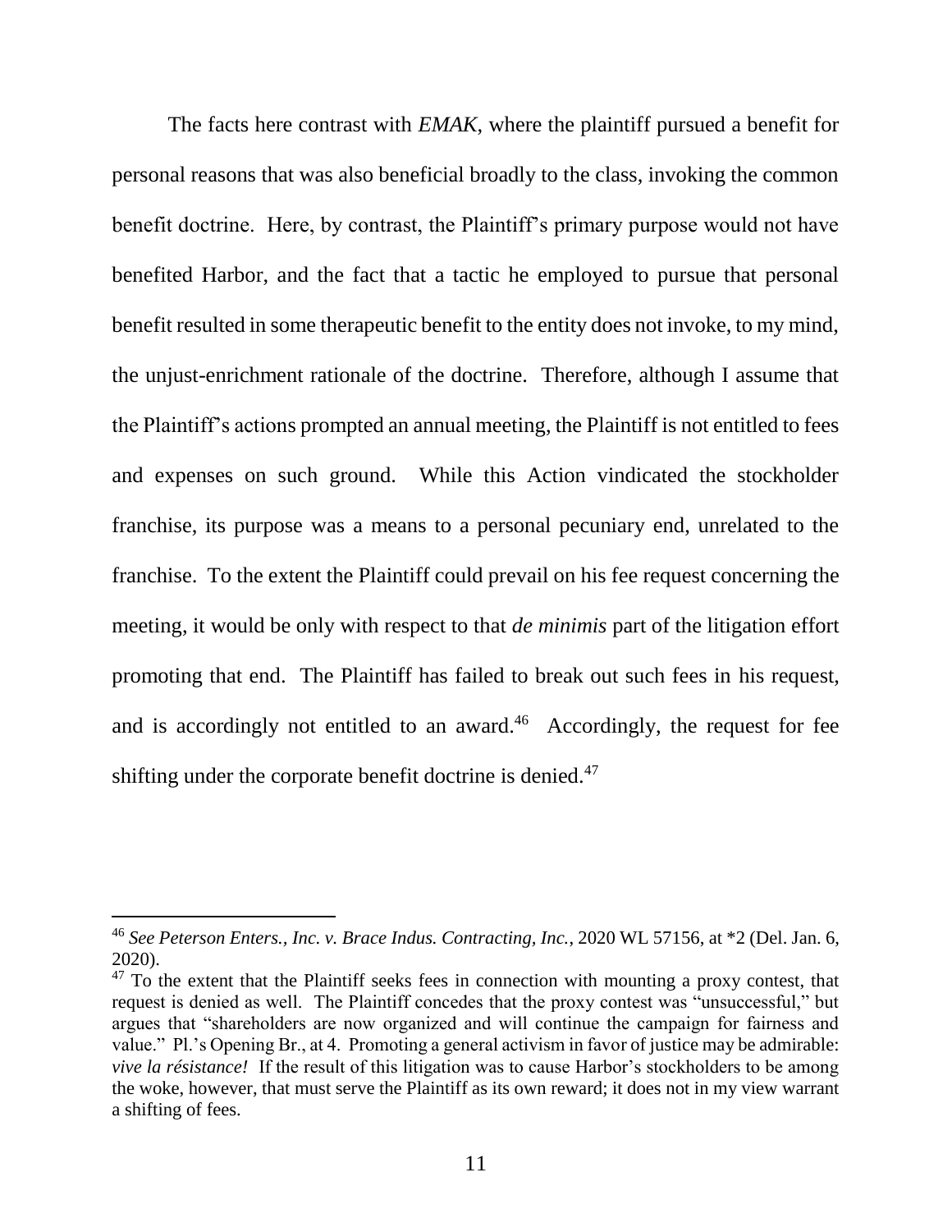The facts here contrast with *EMAK*, where the plaintiff pursued a benefit for personal reasons that was also beneficial broadly to the class, invoking the common benefit doctrine. Here, by contrast, the Plaintiff's primary purpose would not have benefited Harbor, and the fact that a tactic he employed to pursue that personal benefit resulted in some therapeutic benefit to the entity does not invoke, to my mind, the unjust-enrichment rationale of the doctrine. Therefore, although I assume that the Plaintiff's actions prompted an annual meeting, the Plaintiff is not entitled to fees and expenses on such ground. While this Action vindicated the stockholder franchise, its purpose was a means to a personal pecuniary end, unrelated to the franchise. To the extent the Plaintiff could prevail on his fee request concerning the meeting, it would be only with respect to that *de minimis* part of the litigation effort promoting that end. The Plaintiff has failed to break out such fees in his request, and is accordingly not entitled to an award.[46] Accordingly, the request for fee shifting under the corporate benefit doctrine is denied.[47]

---

[46] *See Peterson Enters., Inc. v. Brace Indus. Contracting, Inc.*, 2020 WL 57156, at *2 (Del. Jan. 6, 2020).

[47] To the extent that the Plaintiff seeks fees in connection with mounting a proxy contest, that request is denied as well. The Plaintiff concedes that the proxy contest was "unsuccessful," but argues that "shareholders are now organized and will continue the campaign for fairness and value." Pl.'s Opening Br., at 4. Promoting a general activism in favor of justice may be admirable: *vive la résistance!* If the result of this litigation was to cause Harbor's stockholders to be among the woke, however, that must serve the Plaintiff as its own reward; it does not in my view warrant a shifting of fees.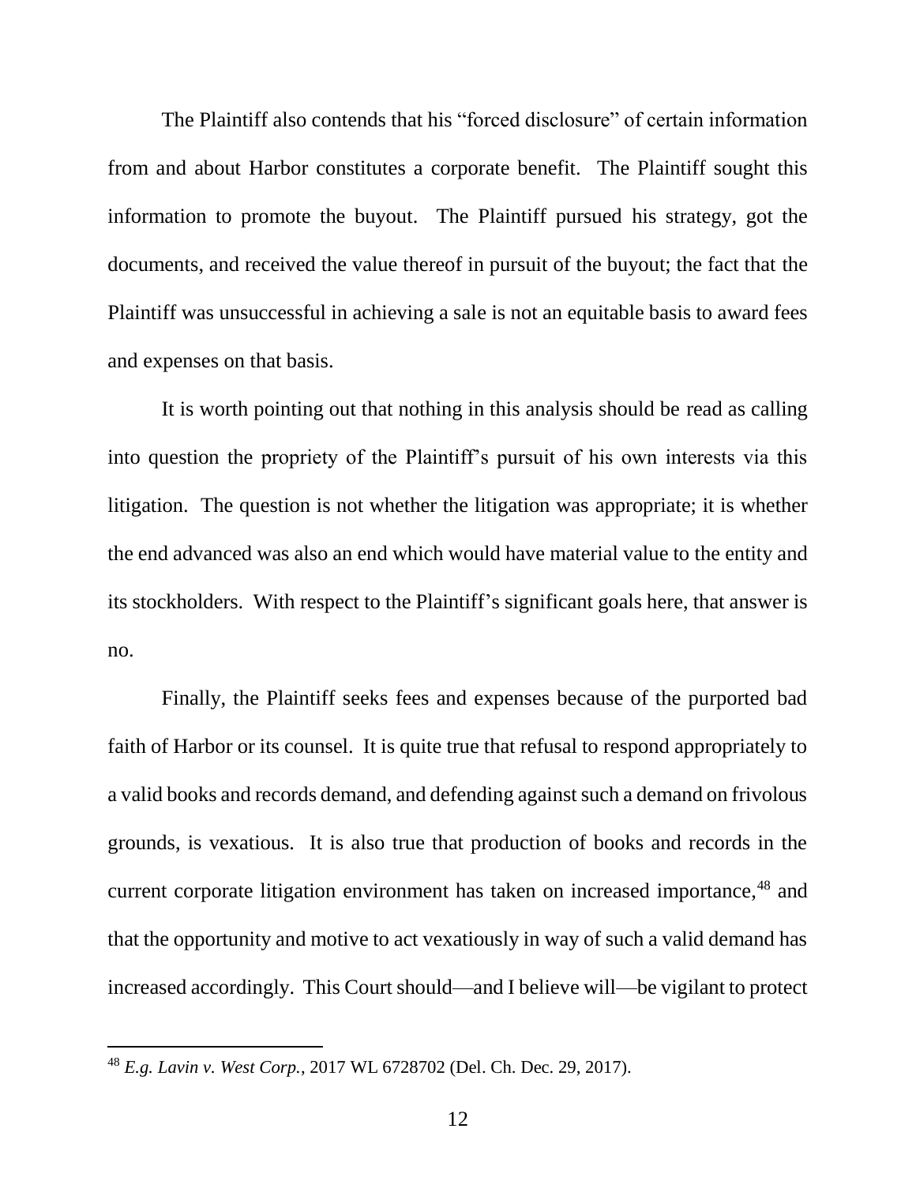The Plaintiff also contends that his "forced disclosure" of certain information from and about Harbor constitutes a corporate benefit. The Plaintiff sought this information to promote the buyout. The Plaintiff pursued his strategy, got the documents, and received the value thereof in pursuit of the buyout; the fact that the Plaintiff was unsuccessful in achieving a sale is not an equitable basis to award fees and expenses on that basis.

It is worth pointing out that nothing in this analysis should be read as calling into question the propriety of the Plaintiff's pursuit of his own interests via this litigation. The question is not whether the litigation was appropriate; it is whether the end advanced was also an end which would have material value to the entity and its stockholders. With respect to the Plaintiff's significant goals here, that answer is no.

Finally, the Plaintiff seeks fees and expenses because of the purported bad faith of Harbor or its counsel. It is quite true that refusal to respond appropriately to a valid books and records demand, and defending against such a demand on frivolous grounds, is vexatious. It is also true that production of books and records in the current corporate litigation environment has taken on increased importance,[48] and that the opportunity and motive to act vexatiously in way of such a valid demand has increased accordingly. This Court should—and I believe will—be vigilant to protect

---

[48] *E.g. Lavin v. West Corp.*, 2017 WL 6728702 (Del. Ch. Dec. 29, 2017).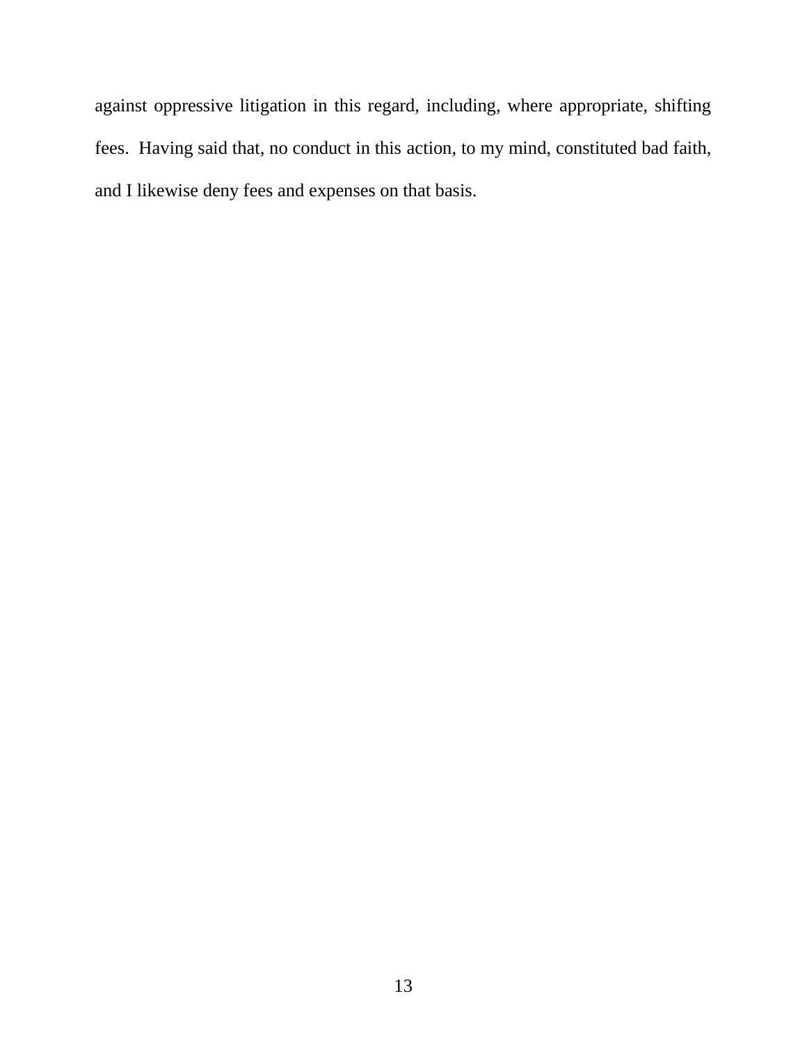against oppressive litigation in this regard, including, where appropriate, shifting fees. Having said that, no conduct in this action, to my mind, constituted bad faith, and I likewise deny fees and expenses on that basis.